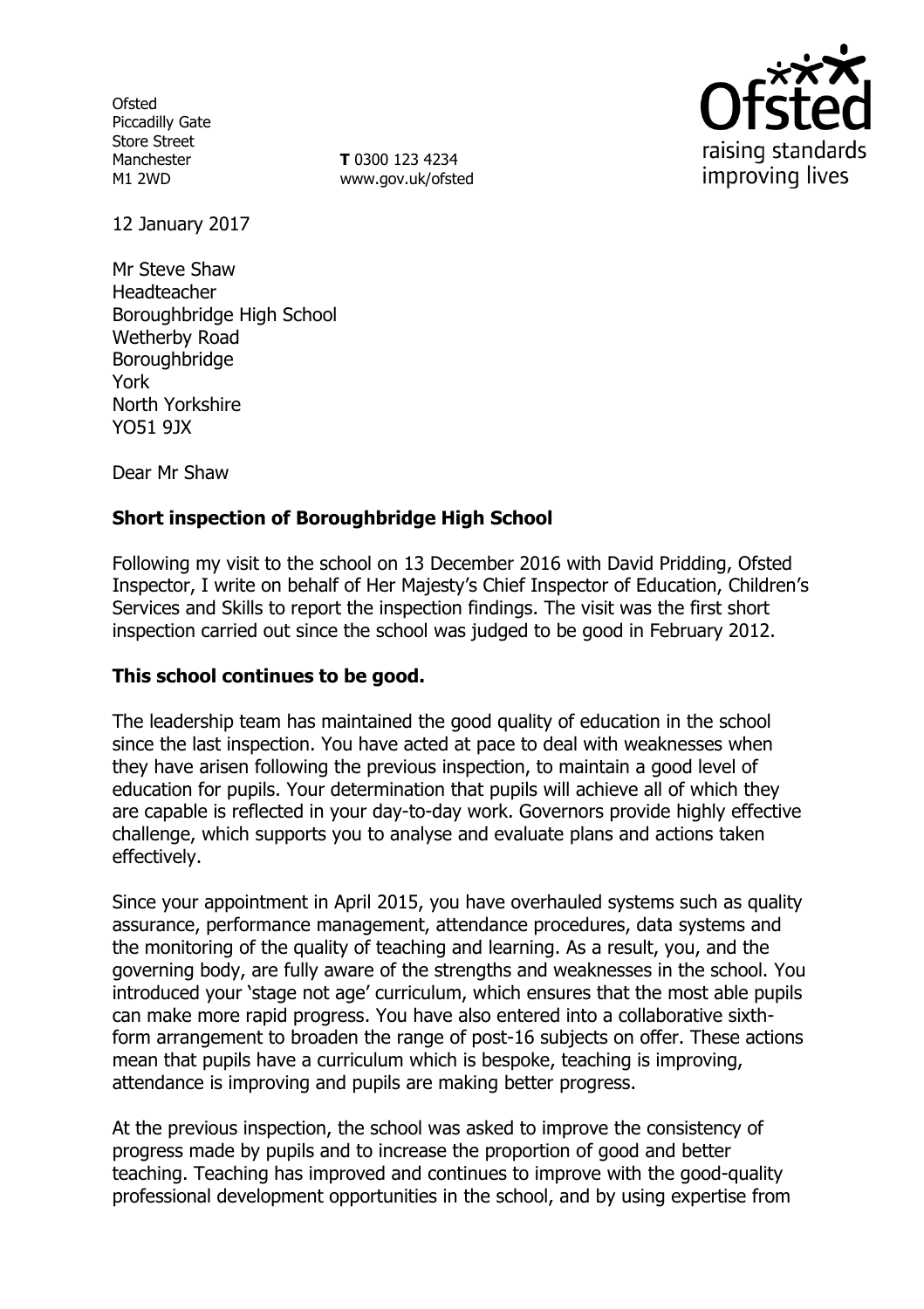Ofsted
Piccadilly Gate
Store Street
Manchester
M1 2WD

**T** 0300 123 4234
www.gov.uk/ofsted

12 January 2017

Mr Steve Shaw
Headteacher
Boroughbridge High School
Wetherby Road
Boroughbridge
York
North Yorkshire
YO51 9JX

Dear Mr Shaw

**Short inspection of Boroughbridge High School**

Following my visit to the school on 13 December 2016 with David Pridding, Ofsted Inspector, I write on behalf of Her Majesty's Chief Inspector of Education, Children's Services and Skills to report the inspection findings. The visit was the first short inspection carried out since the school was judged to be good in February 2012.

**This school continues to be good.**

The leadership team has maintained the good quality of education in the school since the last inspection. You have acted at pace to deal with weaknesses when they have arisen following the previous inspection, to maintain a good level of education for pupils. Your determination that pupils will achieve all of which they are capable is reflected in your day-to-day work. Governors provide highly effective challenge, which supports you to analyse and evaluate plans and actions taken effectively.

Since your appointment in April 2015, you have overhauled systems such as quality assurance, performance management, attendance procedures, data systems and the monitoring of the quality of teaching and learning. As a result, you, and the governing body, are fully aware of the strengths and weaknesses in the school. You introduced your 'stage not age' curriculum, which ensures that the most able pupils can make more rapid progress. You have also entered into a collaborative sixth-form arrangement to broaden the range of post-16 subjects on offer. These actions mean that pupils have a curriculum which is bespoke, teaching is improving, attendance is improving and pupils are making better progress.

At the previous inspection, the school was asked to improve the consistency of progress made by pupils and to increase the proportion of good and better teaching. Teaching has improved and continues to improve with the good-quality professional development opportunities in the school, and by using expertise from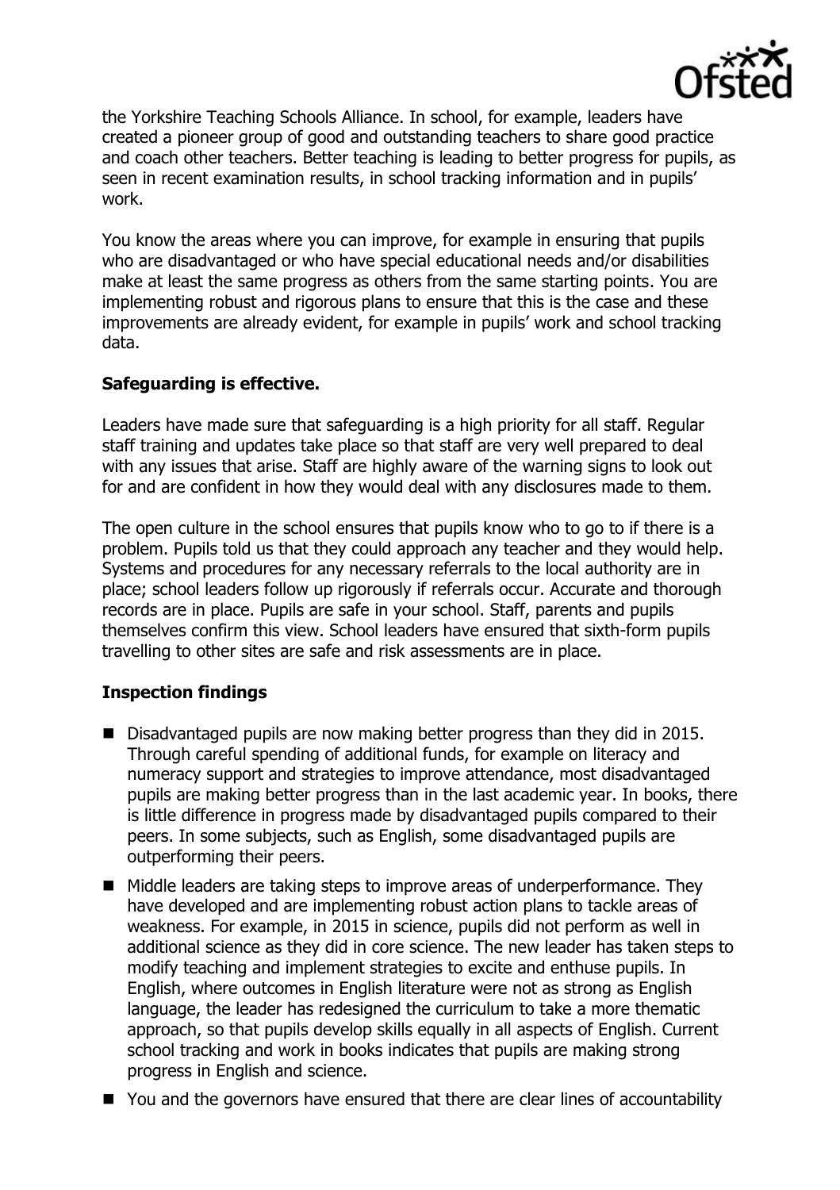the Yorkshire Teaching Schools Alliance. In school, for example, leaders have created a pioneer group of good and outstanding teachers to share good practice and coach other teachers. Better teaching is leading to better progress for pupils, as seen in recent examination results, in school tracking information and in pupils' work.

You know the areas where you can improve, for example in ensuring that pupils who are disadvantaged or who have special educational needs and/or disabilities make at least the same progress as others from the same starting points. You are implementing robust and rigorous plans to ensure that this is the case and these improvements are already evident, for example in pupils' work and school tracking data.

**Safeguarding is effective.**

Leaders have made sure that safeguarding is a high priority for all staff. Regular staff training and updates take place so that staff are very well prepared to deal with any issues that arise. Staff are highly aware of the warning signs to look out for and are confident in how they would deal with any disclosures made to them.

The open culture in the school ensures that pupils know who to go to if there is a problem. Pupils told us that they could approach any teacher and they would help. Systems and procedures for any necessary referrals to the local authority are in place; school leaders follow up rigorously if referrals occur. Accurate and thorough records are in place. Pupils are safe in your school. Staff, parents and pupils themselves confirm this view. School leaders have ensured that sixth-form pupils travelling to other sites are safe and risk assessments are in place.

**Inspection findings**

- Disadvantaged pupils are now making better progress than they did in 2015. Through careful spending of additional funds, for example on literacy and numeracy support and strategies to improve attendance, most disadvantaged pupils are making better progress than in the last academic year. In books, there is little difference in progress made by disadvantaged pupils compared to their peers. In some subjects, such as English, some disadvantaged pupils are outperforming their peers.
- Middle leaders are taking steps to improve areas of underperformance. They have developed and are implementing robust action plans to tackle areas of weakness. For example, in 2015 in science, pupils did not perform as well in additional science as they did in core science. The new leader has taken steps to modify teaching and implement strategies to excite and enthuse pupils. In English, where outcomes in English literature were not as strong as English language, the leader has redesigned the curriculum to take a more thematic approach, so that pupils develop skills equally in all aspects of English. Current school tracking and work in books indicates that pupils are making strong progress in English and science.
- You and the governors have ensured that there are clear lines of accountability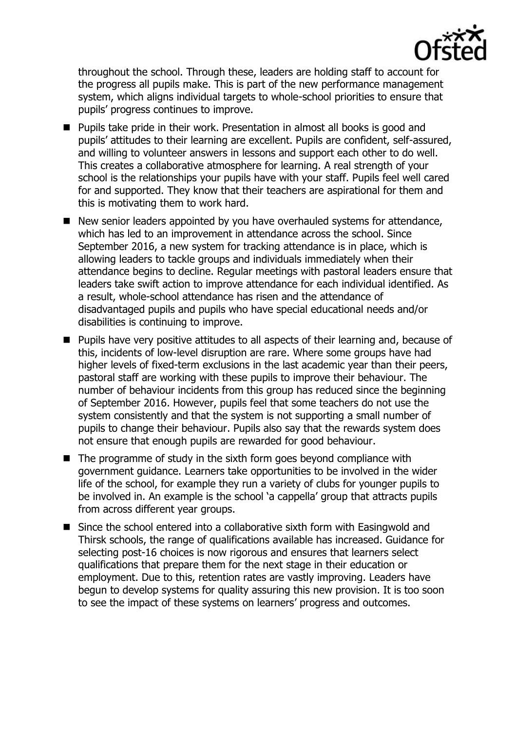throughout the school. Through these, leaders are holding staff to account for the progress all pupils make. This is part of the new performance management system, which aligns individual targets to whole-school priorities to ensure that pupils' progress continues to improve.

- Pupils take pride in their work. Presentation in almost all books is good and pupils' attitudes to their learning are excellent. Pupils are confident, self-assured, and willing to volunteer answers in lessons and support each other to do well. This creates a collaborative atmosphere for learning. A real strength of your school is the relationships your pupils have with your staff. Pupils feel well cared for and supported. They know that their teachers are aspirational for them and this is motivating them to work hard.
- New senior leaders appointed by you have overhauled systems for attendance, which has led to an improvement in attendance across the school. Since September 2016, a new system for tracking attendance is in place, which is allowing leaders to tackle groups and individuals immediately when their attendance begins to decline. Regular meetings with pastoral leaders ensure that leaders take swift action to improve attendance for each individual identified. As a result, whole-school attendance has risen and the attendance of disadvantaged pupils and pupils who have special educational needs and/or disabilities is continuing to improve.
- Pupils have very positive attitudes to all aspects of their learning and, because of this, incidents of low-level disruption are rare. Where some groups have had higher levels of fixed-term exclusions in the last academic year than their peers, pastoral staff are working with these pupils to improve their behaviour. The number of behaviour incidents from this group has reduced since the beginning of September 2016. However, pupils feel that some teachers do not use the system consistently and that the system is not supporting a small number of pupils to change their behaviour. Pupils also say that the rewards system does not ensure that enough pupils are rewarded for good behaviour.
- The programme of study in the sixth form goes beyond compliance with government guidance. Learners take opportunities to be involved in the wider life of the school, for example they run a variety of clubs for younger pupils to be involved in. An example is the school 'a cappella' group that attracts pupils from across different year groups.
- Since the school entered into a collaborative sixth form with Easingwold and Thirsk schools, the range of qualifications available has increased. Guidance for selecting post-16 choices is now rigorous and ensures that learners select qualifications that prepare them for the next stage in their education or employment. Due to this, retention rates are vastly improving. Leaders have begun to develop systems for quality assuring this new provision. It is too soon to see the impact of these systems on learners' progress and outcomes.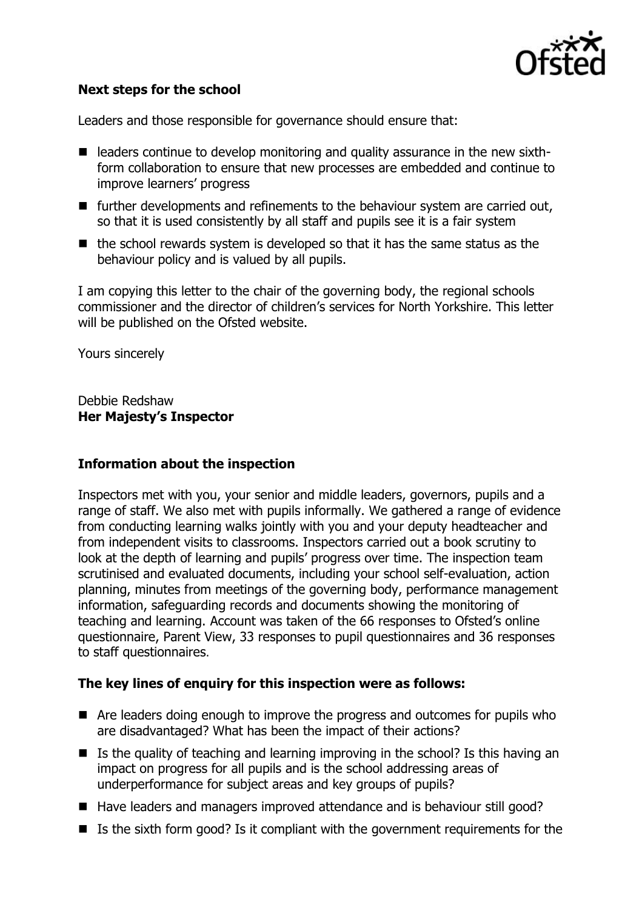### Next steps for the school

Leaders and those responsible for governance should ensure that:

- leaders continue to develop monitoring and quality assurance in the new sixth-form collaboration to ensure that new processes are embedded and continue to improve learners' progress
- further developments and refinements to the behaviour system are carried out, so that it is used consistently by all staff and pupils see it is a fair system
- the school rewards system is developed so that it has the same status as the behaviour policy and is valued by all pupils.

I am copying this letter to the chair of the governing body, the regional schools commissioner and the director of children's services for North Yorkshire. This letter will be published on the Ofsted website.

Yours sincerely

Debbie Redshaw
**Her Majesty's Inspector**

### Information about the inspection

Inspectors met with you, your senior and middle leaders, governors, pupils and a range of staff. We also met with pupils informally. We gathered a range of evidence from conducting learning walks jointly with you and your deputy headteacher and from independent visits to classrooms. Inspectors carried out a book scrutiny to look at the depth of learning and pupils' progress over time. The inspection team scrutinised and evaluated documents, including your school self-evaluation, action planning, minutes from meetings of the governing body, performance management information, safeguarding records and documents showing the monitoring of teaching and learning. Account was taken of the 66 responses to Ofsted's online questionnaire, Parent View, 33 responses to pupil questionnaires and 36 responses to staff questionnaires.

### The key lines of enquiry for this inspection were as follows:

- Are leaders doing enough to improve the progress and outcomes for pupils who are disadvantaged? What has been the impact of their actions?
- Is the quality of teaching and learning improving in the school? Is this having an impact on progress for all pupils and is the school addressing areas of underperformance for subject areas and key groups of pupils?
- Have leaders and managers improved attendance and is behaviour still good?
- Is the sixth form good? Is it compliant with the government requirements for the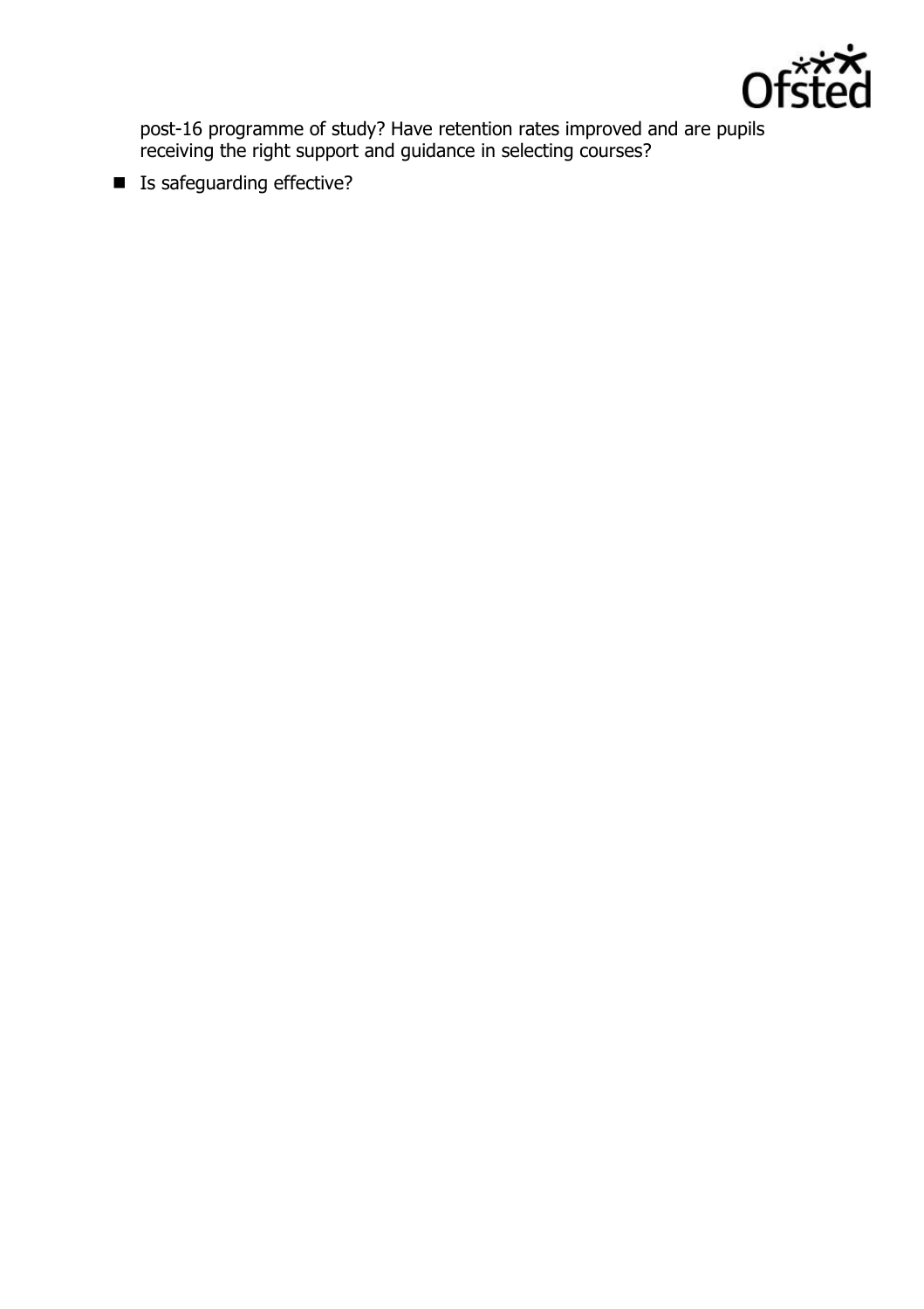post-16 programme of study? Have retention rates improved and are pupils receiving the right support and guidance in selecting courses?

- Is safeguarding effective?